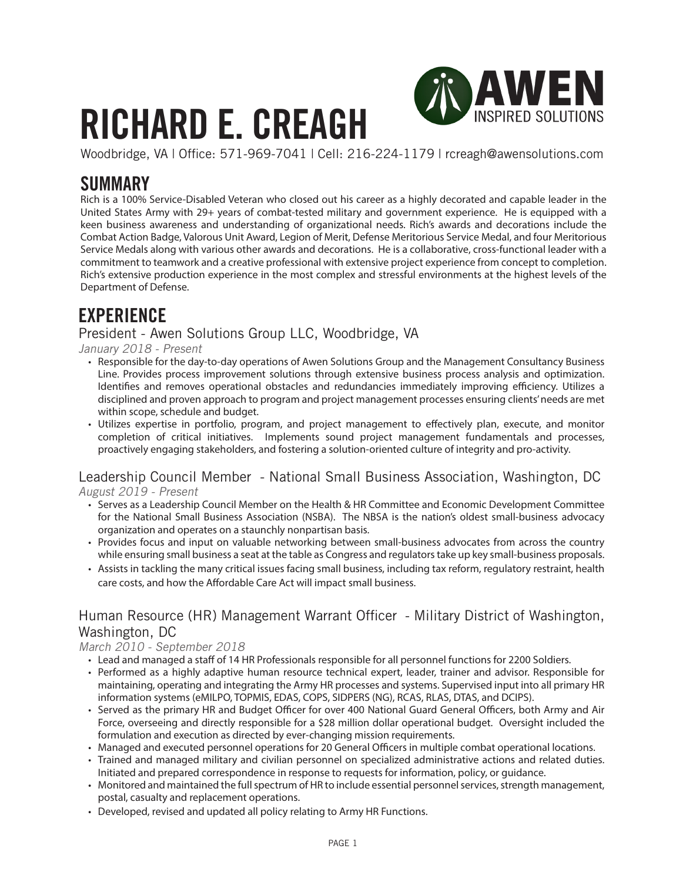# RICHARD E. CREAGH

AWEN INSPIRED SOLUTIONS

Woodbridge, VA | Office: 571-969-7041 | Cell: 216-224-1179 | rcreagh@awensolutions.com

## SUMMARY

Rich is a 100% Service-Disabled Veteran who closed out his career as a highly decorated and capable leader in the United States Army with 29+ years of combat-tested military and government experience. He is equipped with a keen business awareness and understanding of organizational needs. Rich's awards and decorations include the Combat Action Badge, Valorous Unit Award, Legion of Merit, Defense Meritorious Service Medal, and four Meritorious Service Medals along with various other awards and decorations. He is a collaborative, cross-functional leader with a commitment to teamwork and a creative professional with extensive project experience from concept to completion. Rich's extensive production experience in the most complex and stressful environments at the highest levels of the Department of Defense.

## EXPERIENCE

### President - Awen Solutions Group LLC, Woodbridge, VA

*January 2018 - Present*

- Responsible for the day-to-day operations of Awen Solutions Group and the Management Consultancy Business Line. Provides process improvement solutions through extensive business process analysis and optimization. Identifies and removes operational obstacles and redundancies immediately improving efficiency. Utilizes a disciplined and proven approach to program and project management processes ensuring clients' needs are met within scope, schedule and budget.
- Utilizes expertise in portfolio, program, and project management to effectively plan, execute, and monitor completion of critical initiatives. Implements sound project management fundamentals and processes, proactively engaging stakeholders, and fostering a solution-oriented culture of integrity and pro-activity.

### Leadership Council Member - National Small Business Association, Washington, DC

*August 2019 - Present*

- Serves as a Leadership Council Member on the Health & HR Committee and Economic Development Committee for the National Small Business Association (NSBA). The NBSA is the nation's oldest small-business advocacy organization and operates on a staunchly nonpartisan basis.
- Provides focus and input on valuable networking between small-business advocates from across the country while ensuring small business a seat at the table as Congress and regulators take up key small-business proposals.
- Assists in tackling the many critical issues facing small business, including tax reform, regulatory restraint, health care costs, and how the Affordable Care Act will impact small business.

### Human Resource (HR) Management Warrant Officer - Military District of Washington, Washington, DC

*March 2010 - September 2018*

- Lead and managed a staff of 14 HR Professionals responsible for all personnel functions for 2200 Soldiers.
- Performed as a highly adaptive human resource technical expert, leader, trainer and advisor. Responsible for maintaining, operating and integrating the Army HR processes and systems. Supervised input into all primary HR information systems (eMILPO, TOPMIS, EDAS, COPS, SIDPERS (NG), RCAS, RLAS, DTAS, and DCIPS).
- Served as the primary HR and Budget Officer for over 400 National Guard General Officers, both Army and Air Force, overseeing and directly responsible for a $28 million dollar operational budget. Oversight included the formulation and execution as directed by ever-changing mission requirements.
- Managed and executed personnel operations for 20 General Officers in multiple combat operational locations.
- Trained and managed military and civilian personnel on specialized administrative actions and related duties. Initiated and prepared correspondence in response to requests for information, policy, or guidance.
- Monitored and maintained the full spectrum of HR to include essential personnel services, strength management, postal, casualty and replacement operations.
- Developed, revised and updated all policy relating to Army HR Functions.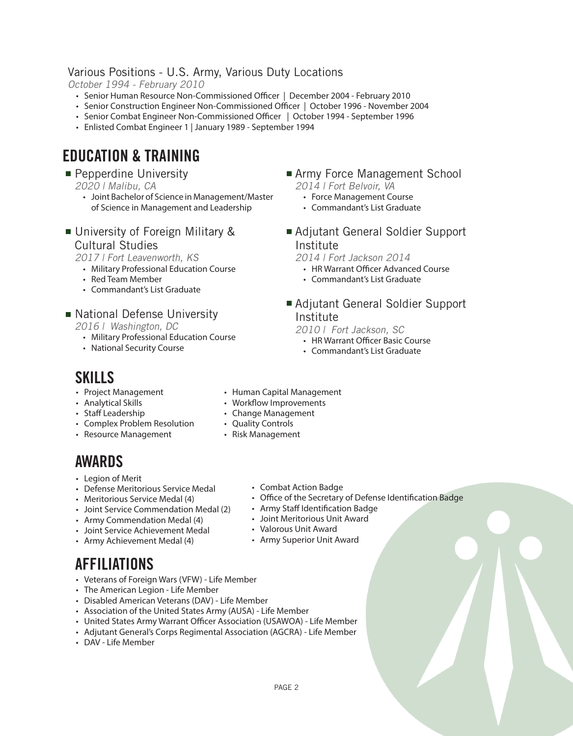### Various Positions - U.S. Army, Various Duty Locations

*October 1994 - February 2010*

- Senior Human Resource Non-Commissioned Officer | December 2004 - February 2010
- Senior Construction Engineer Non-Commissioned Officer | October 1996 - November 2004
- Senior Combat Engineer Non-Commissioned Officer | October 1994 - September 1996
- Enlisted Combat Engineer 1 | January 1989 - September 1994

## EDUCATION & TRAINING

### Pepperdine University

*2020 | Malibu, CA*

- Joint Bachelor of Science in Management/Master of Science in Management and Leadership

### University of Foreign Military & Cultural Studies

*2017 | Fort Leavenworth, KS*

- Military Professional Education Course
- Red Team Member
- Commandant's List Graduate

### National Defense University

*2016 | Washington, DC*

- Military Professional Education Course
- National Security Course

### Army Force Management School

*2014 | Fort Belvoir, VA*

- Force Management Course
- Commandant's List Graduate

### Adjutant General Soldier Support Institute

*2014 | Fort Jackson 2014*

- HR Warrant Officer Advanced Course
- Commandant's List Graduate

### Adjutant General Soldier Support Institute

*2010 | Fort Jackson, SC*

- HR Warrant Officer Basic Course
- Commandant's List Graduate

## SKILLS

- Project Management
- Analytical Skills
- Staff Leadership
- Complex Problem Resolution
- Resource Management
- Human Capital Management
- Workflow Improvements
- Change Management
- Quality Controls
- Risk Management

## AWARDS

- Legion of Merit
- Defense Meritorious Service Medal
- Meritorious Service Medal (4)
- Joint Service Commendation Medal (2)
- Army Commendation Medal (4)
- Joint Service Achievement Medal
- Army Achievement Medal (4)
- Combat Action Badge
- Office of the Secretary of Defense Identification Badge
- Army Staff Identification Badge
- Joint Meritorious Unit Award
- Valorous Unit Award
- Army Superior Unit Award

## AFFILIATIONS

- Veterans of Foreign Wars (VFW) - Life Member
- The American Legion - Life Member
- Disabled American Veterans (DAV) - Life Member
- Association of the United States Army (AUSA) - Life Member
- United States Army Warrant Officer Association (USAWOA) - Life Member
- Adjutant General's Corps Regimental Association (AGCRA) - Life Member
- DAV - Life Member